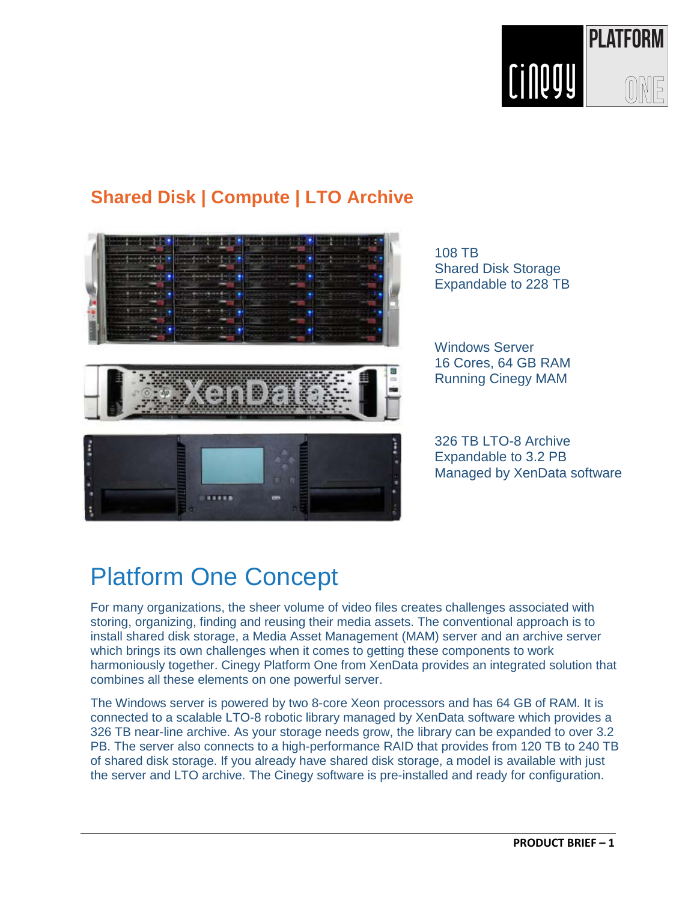## Shared Disk | Compute | LTO Archive

108 TB
Shared Disk Storage
Expandable to 228 TB

Windows Server
16 Cores, 64 GB RAM
Running Cinegy MAM

326 TB LTO-8 Archive
Expandable to 3.2 PB
Managed by XenData software

# Platform One Concept

For many organizations, the sheer volume of video files creates challenges associated with storing, organizing, finding and reusing their media assets. The conventional approach is to install shared disk storage, a Media Asset Management (MAM) server and an archive server which brings its own challenges when it comes to getting these components to work harmoniously together. Cinegy Platform One from XenData provides an integrated solution that combines all these elements on one powerful server.

The Windows server is powered by two 8-core Xeon processors and has 64 GB of RAM. It is connected to a scalable LTO-8 robotic library managed by XenData software which provides a 326 TB near-line archive. As your storage needs grow, the library can be expanded to over 3.2 PB. The server also connects to a high-performance RAID that provides from 120 TB to 240 TB of shared disk storage. If you already have shared disk storage, a model is available with just the server and LTO archive. The Cinegy software is pre-installed and ready for configuration.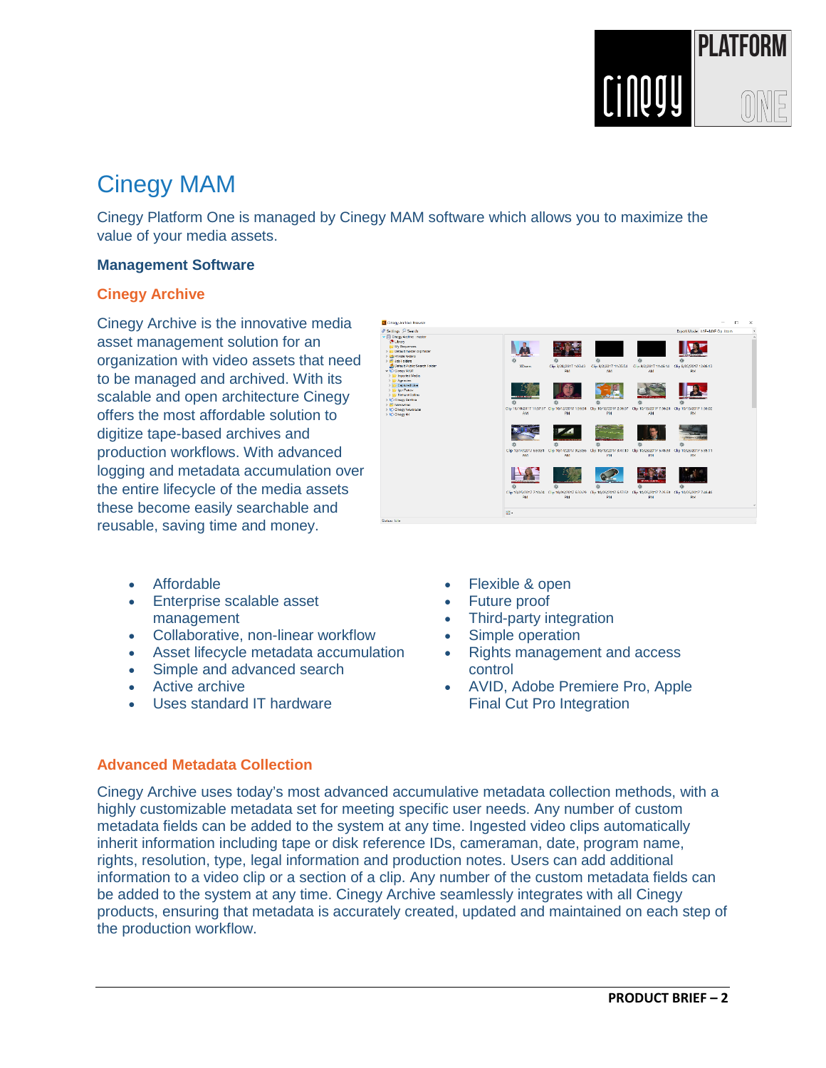# Cinegy MAM

Cinegy Platform One is managed by Cinegy MAM software which allows you to maximize the value of your media assets.

**Management Software**

## Cinegy Archive

Cinegy Archive is the innovative media asset management solution for an organization with video assets that need to be managed and archived. With its scalable and open architecture Cinegy offers the most affordable solution to digitize tape-based archives and production workflows. With advanced logging and metadata accumulation over the entire lifecycle of the media assets these become easily searchable and reusable, saving time and money.

- Affordable
- Enterprise scalable asset management
- Collaborative, non-linear workflow
- Asset lifecycle metadata accumulation
- Simple and advanced search
- Active archive
- Uses standard IT hardware
- Flexible & open
- Future proof
- Third-party integration
- Simple operation
- Rights management and access control
- AVID, Adobe Premiere Pro, Apple Final Cut Pro Integration

## Advanced Metadata Collection

Cinegy Archive uses today's most advanced accumulative metadata collection methods, with a highly customizable metadata set for meeting specific user needs. Any number of custom metadata fields can be added to the system at any time. Ingested video clips automatically inherit information including tape or disk reference IDs, cameraman, date, program name, rights, resolution, type, legal information and production notes. Users can add additional information to a video clip or a section of a clip. Any number of the custom metadata fields can be added to the system at any time. Cinegy Archive seamlessly integrates with all Cinegy products, ensuring that metadata is accurately created, updated and maintained on each step of the production workflow.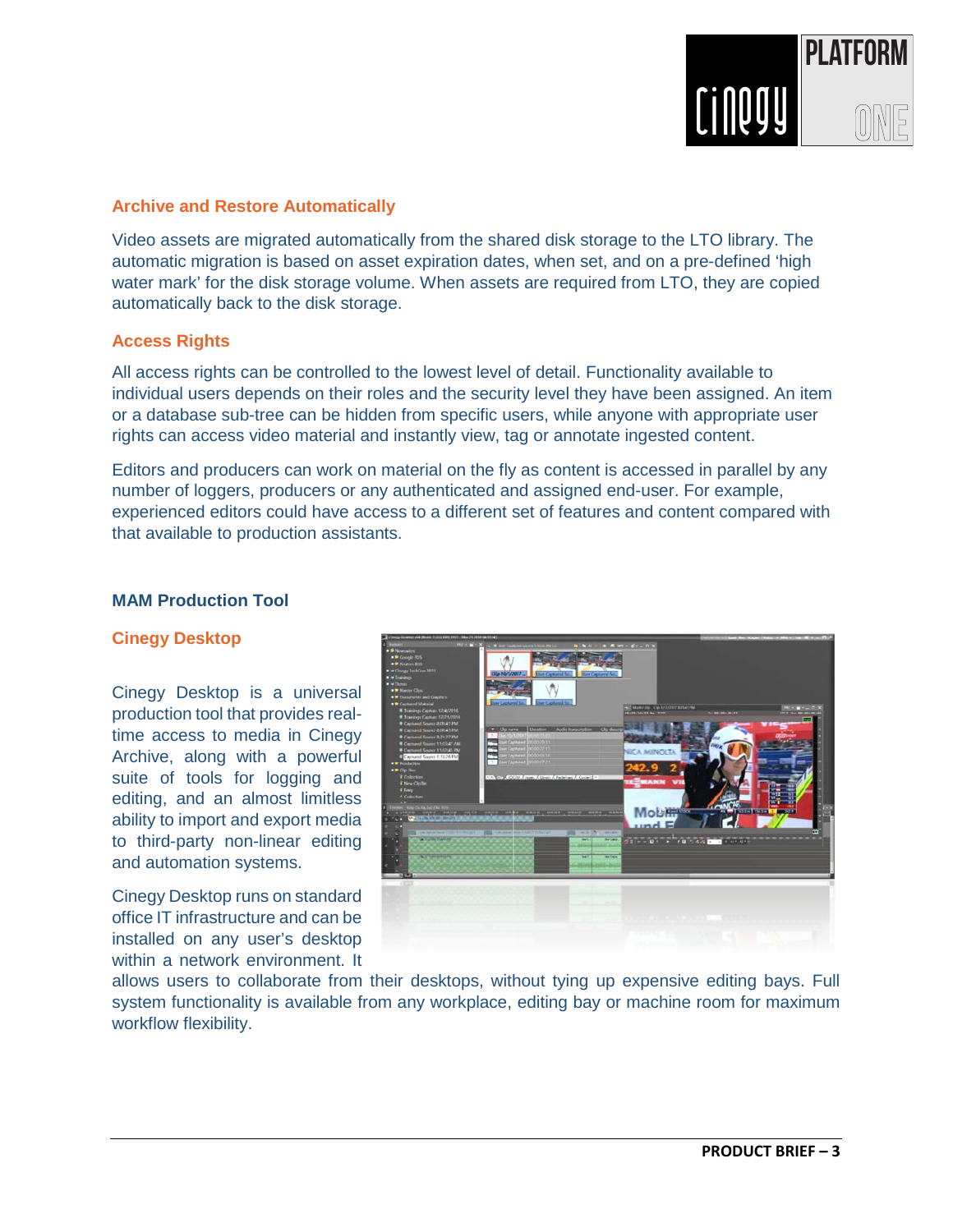## Archive and Restore Automatically

Video assets are migrated automatically from the shared disk storage to the LTO library. The automatic migration is based on asset expiration dates, when set, and on a pre-defined 'high water mark' for the disk storage volume. When assets are required from LTO, they are copied automatically back to the disk storage.

## Access Rights

All access rights can be controlled to the lowest level of detail. Functionality available to individual users depends on their roles and the security level they have been assigned. An item or a database sub-tree can be hidden from specific users, while anyone with appropriate user rights can access video material and instantly view, tag or annotate ingested content.

Editors and producers can work on material on the fly as content is accessed in parallel by any number of loggers, producers or any authenticated and assigned end-user. For example, experienced editors could have access to a different set of features and content compared with that available to production assistants.

# MAM Production Tool

## Cinegy Desktop

Cinegy Desktop is a universal production tool that provides real-time access to media in Cinegy Archive, along with a powerful suite of tools for logging and editing, and an almost limitless ability to import and export media to third-party non-linear editing and automation systems.

Cinegy Desktop runs on standard office IT infrastructure and can be installed on any user's desktop within a network environment. It allows users to collaborate from their desktops, without tying up expensive editing bays. Full system functionality is available from any workplace, editing bay or machine room for maximum workflow flexibility.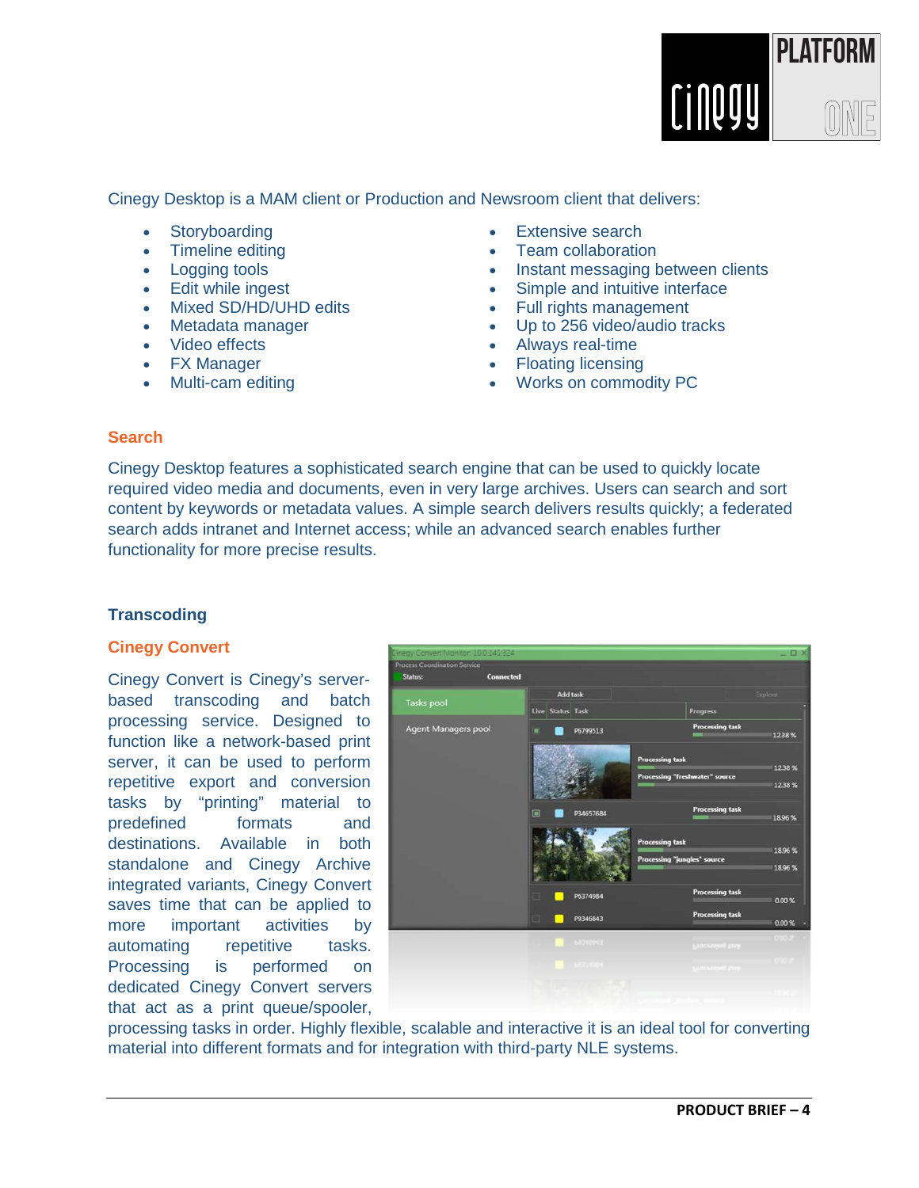Cinegy Desktop is a MAM client or Production and Newsroom client that delivers:

- Storyboarding
- Timeline editing
- Logging tools
- Edit while ingest
- Mixed SD/HD/UHD edits
- Metadata manager
- Video effects
- FX Manager
- Multi-cam editing
- Extensive search
- Team collaboration
- Instant messaging between clients
- Simple and intuitive interface
- Full rights management
- Up to 256 video/audio tracks
- Always real-time
- Floating licensing
- Works on commodity PC

### Search

Cinegy Desktop features a sophisticated search engine that can be used to quickly locate required video media and documents, even in very large archives. Users can search and sort content by keywords or metadata values. A simple search delivers results quickly; a federated search adds intranet and Internet access; while an advanced search enables further functionality for more precise results.

## Transcoding

### Cinegy Convert

Cinegy Convert is Cinegy's server-based transcoding and batch processing service. Designed to function like a network-based print server, it can be used to perform repetitive export and conversion tasks by "printing" material to predefined formats and destinations. Available in both standalone and Cinegy Archive integrated variants, Cinegy Convert saves time that can be applied to more important activities by automating repetitive tasks. Processing is performed on dedicated Cinegy Convert servers that act as a print queue/spooler, processing tasks in order. Highly flexible, scalable and interactive it is an ideal tool for converting material into different formats and for integration with third-party NLE systems.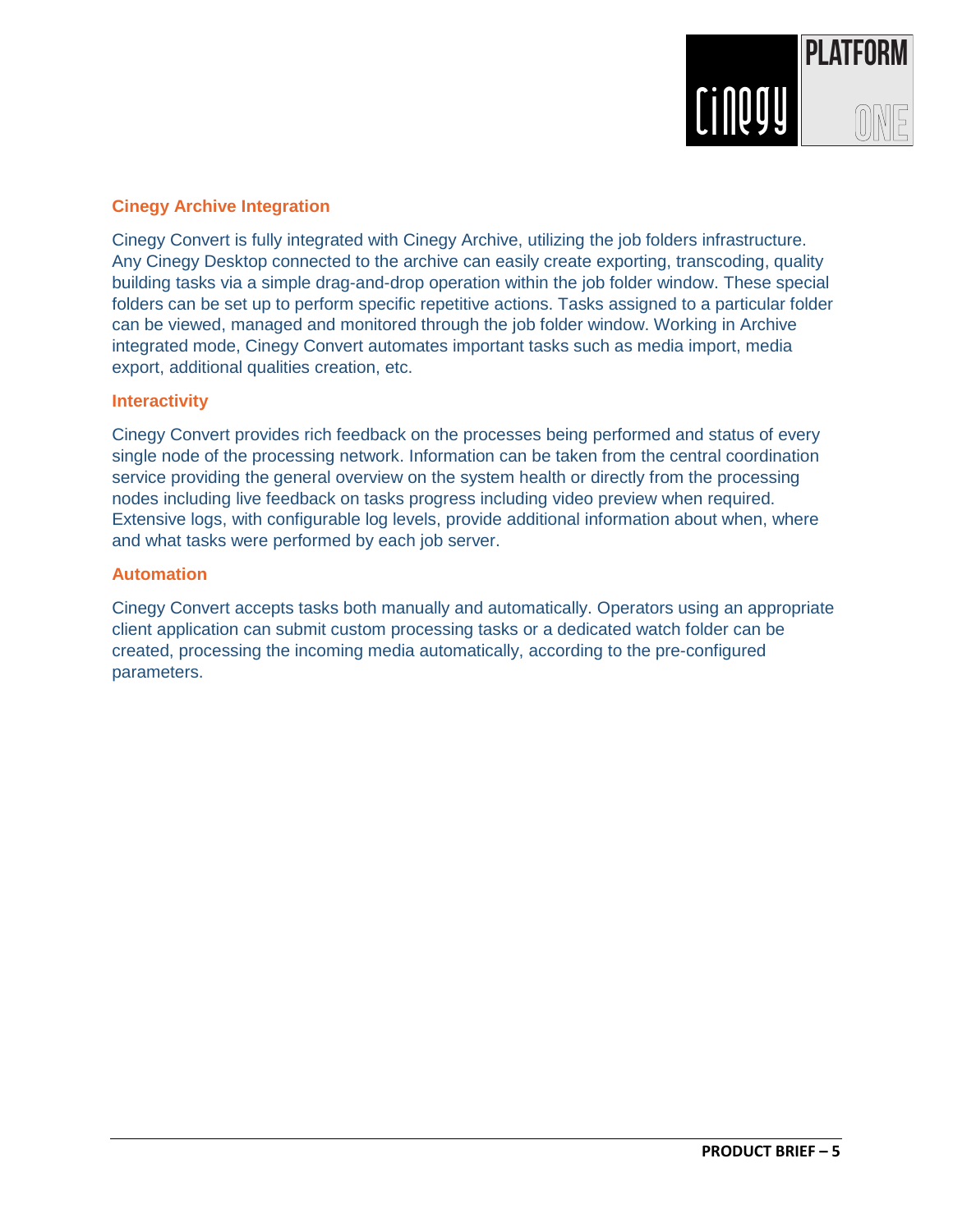### Cinegy Archive Integration

Cinegy Convert is fully integrated with Cinegy Archive, utilizing the job folders infrastructure. Any Cinegy Desktop connected to the archive can easily create exporting, transcoding, quality building tasks via a simple drag-and-drop operation within the job folder window. These special folders can be set up to perform specific repetitive actions. Tasks assigned to a particular folder can be viewed, managed and monitored through the job folder window. Working in Archive integrated mode, Cinegy Convert automates important tasks such as media import, media export, additional qualities creation, etc.

### Interactivity

Cinegy Convert provides rich feedback on the processes being performed and status of every single node of the processing network. Information can be taken from the central coordination service providing the general overview on the system health or directly from the processing nodes including live feedback on tasks progress including video preview when required. Extensive logs, with configurable log levels, provide additional information about when, where and what tasks were performed by each job server.

### Automation

Cinegy Convert accepts tasks both manually and automatically. Operators using an appropriate client application can submit custom processing tasks or a dedicated watch folder can be created, processing the incoming media automatically, according to the pre-configured parameters.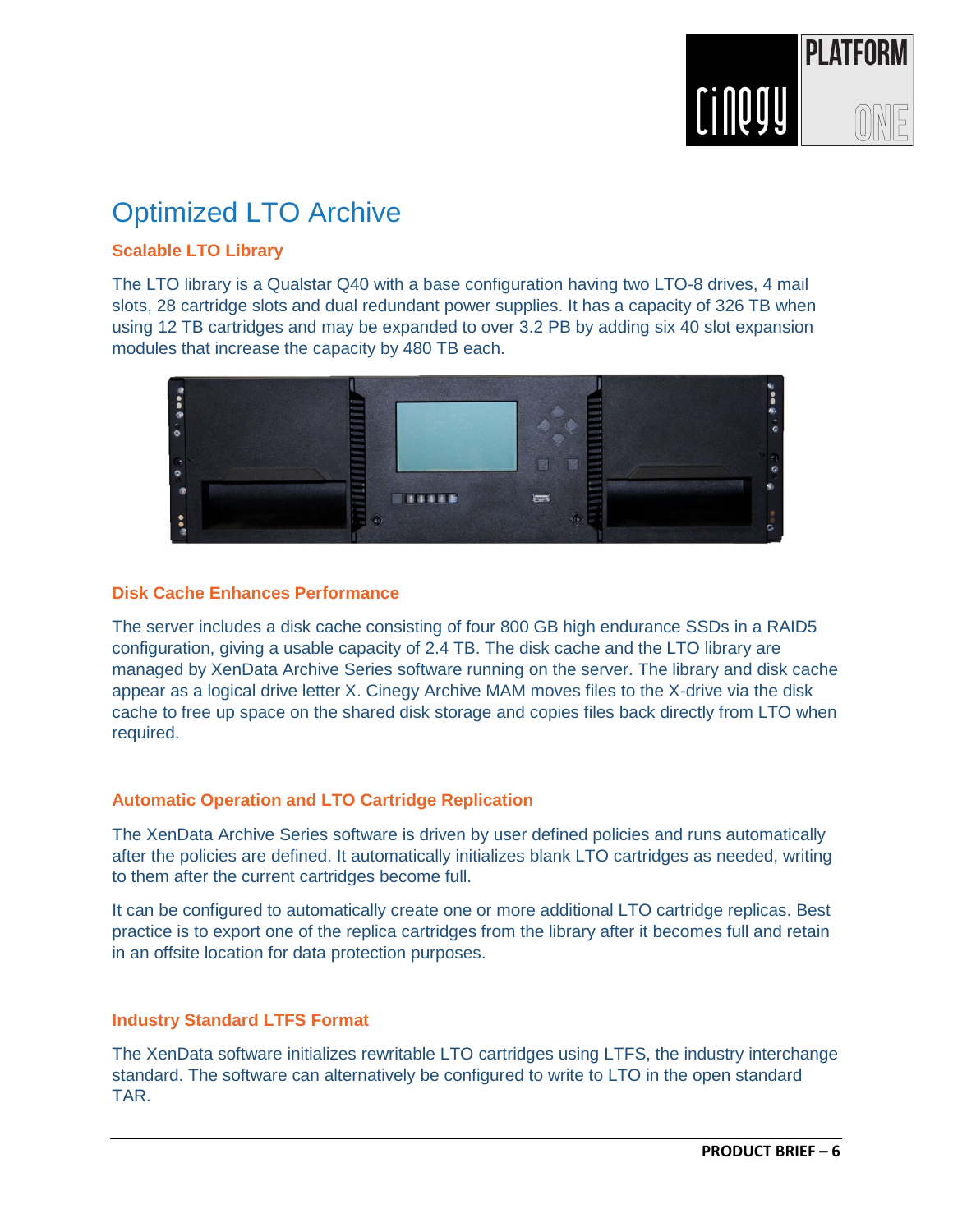# Optimized LTO Archive

### Scalable LTO Library

The LTO library is a Qualstar Q40 with a base configuration having two LTO-8 drives, 4 mail slots, 28 cartridge slots and dual redundant power supplies. It has a capacity of 326 TB when using 12 TB cartridges and may be expanded to over 3.2 PB by adding six 40 slot expansion modules that increase the capacity by 480 TB each.

### Disk Cache Enhances Performance

The server includes a disk cache consisting of four 800 GB high endurance SSDs in a RAID5 configuration, giving a usable capacity of 2.4 TB. The disk cache and the LTO library are managed by XenData Archive Series software running on the server. The library and disk cache appear as a logical drive letter X. Cinegy Archive MAM moves files to the X-drive via the disk cache to free up space on the shared disk storage and copies files back directly from LTO when required.

### Automatic Operation and LTO Cartridge Replication

The XenData Archive Series software is driven by user defined policies and runs automatically after the policies are defined. It automatically initializes blank LTO cartridges as needed, writing to them after the current cartridges become full.

It can be configured to automatically create one or more additional LTO cartridge replicas. Best practice is to export one of the replica cartridges from the library after it becomes full and retain in an offsite location for data protection purposes.

### Industry Standard LTFS Format

The XenData software initializes rewritable LTO cartridges using LTFS, the industry interchange standard. The software can alternatively be configured to write to LTO in the open standard TAR.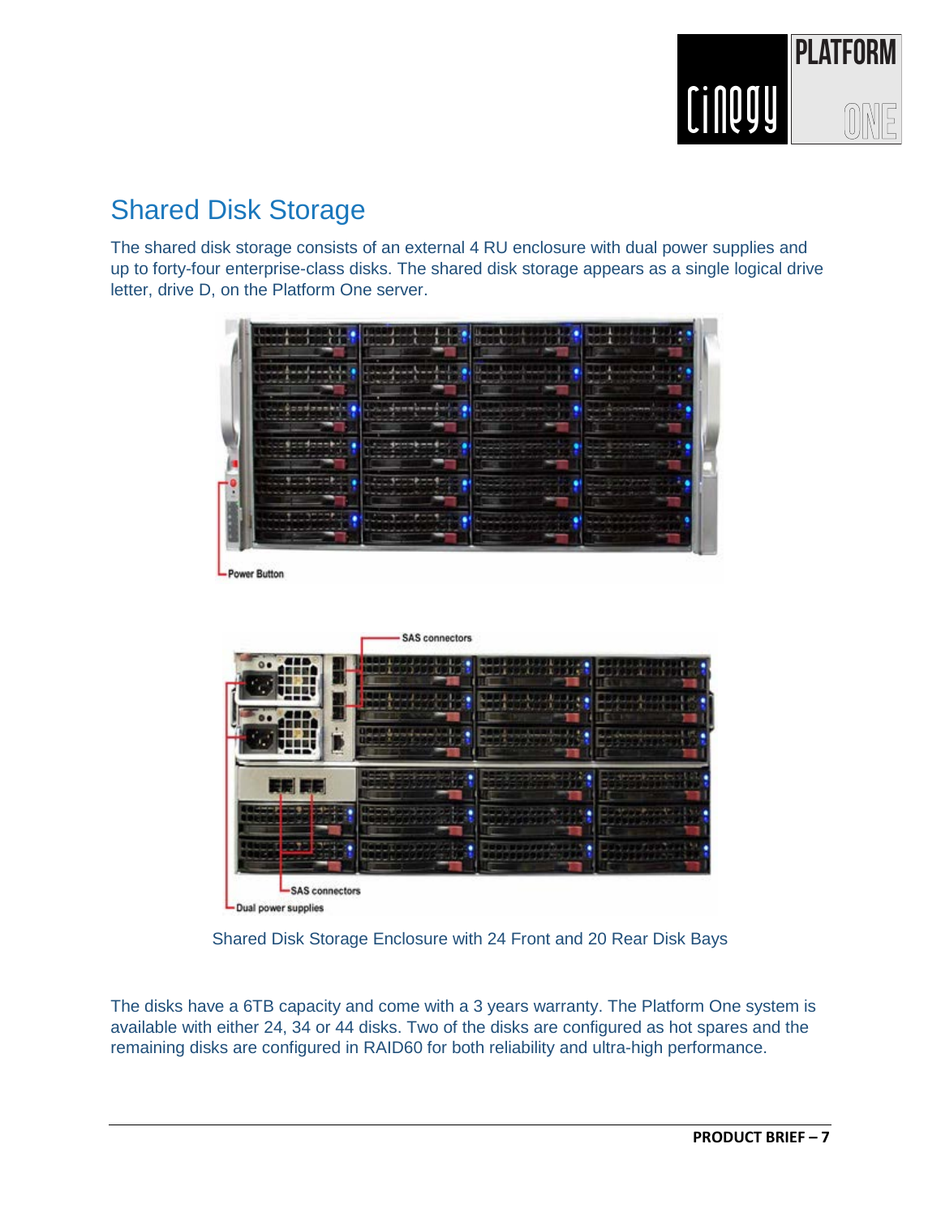## Shared Disk Storage

The shared disk storage consists of an external 4 RU enclosure with dual power supplies and up to forty-four enterprise-class disks. The shared disk storage appears as a single logical drive letter, drive D, on the Platform One server.

Shared Disk Storage Enclosure with 24 Front and 20 Rear Disk Bays

The disks have a 6TB capacity and come with a 3 years warranty. The Platform One system is available with either 24, 34 or 44 disks. Two of the disks are configured as hot spares and the remaining disks are configured in RAID60 for both reliability and ultra-high performance.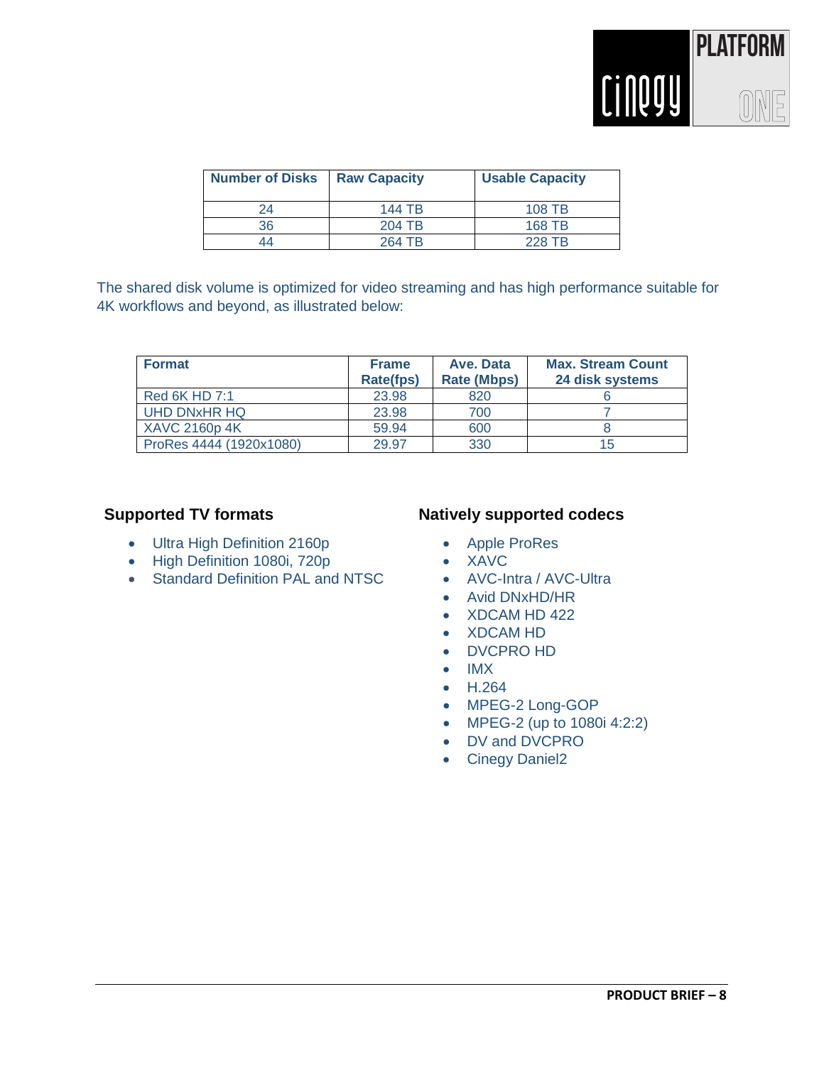| Number of Disks | Raw Capacity | Usable Capacity |
|---|---|---|
| 24 | 144 TB | 108 TB |
| 36 | 204 TB | 168 TB |
| 44 | 264 TB | 228 TB |

The shared disk volume is optimized for video streaming and has high performance suitable for 4K workflows and beyond, as illustrated below:

| Format | Frame Rate(fps) | Ave. Data Rate (Mbps) | Max. Stream Count 24 disk systems |
|---|---|---|---|
| Red 6K HD 7:1 | 23.98 | 820 | 6 |
| UHD DNxHR HQ | 23.98 | 700 | 7 |
| XAVC 2160p 4K | 59.94 | 600 | 8 |
| ProRes 4444 (1920x1080) | 29.97 | 330 | 15 |

### Supported TV formats

- Ultra High Definition 2160p
- High Definition 1080i, 720p
- Standard Definition PAL and NTSC

### Natively supported codecs

- Apple ProRes
- XAVC
- AVC-Intra / AVC-Ultra
- Avid DNxHD/HR
- XDCAM HD 422
- XDCAM HD
- DVCPRO HD
- IMX
- H.264
- MPEG-2 Long-GOP
- MPEG-2 (up to 1080i 4:2:2)
- DV and DVCPRO
- Cinegy Daniel2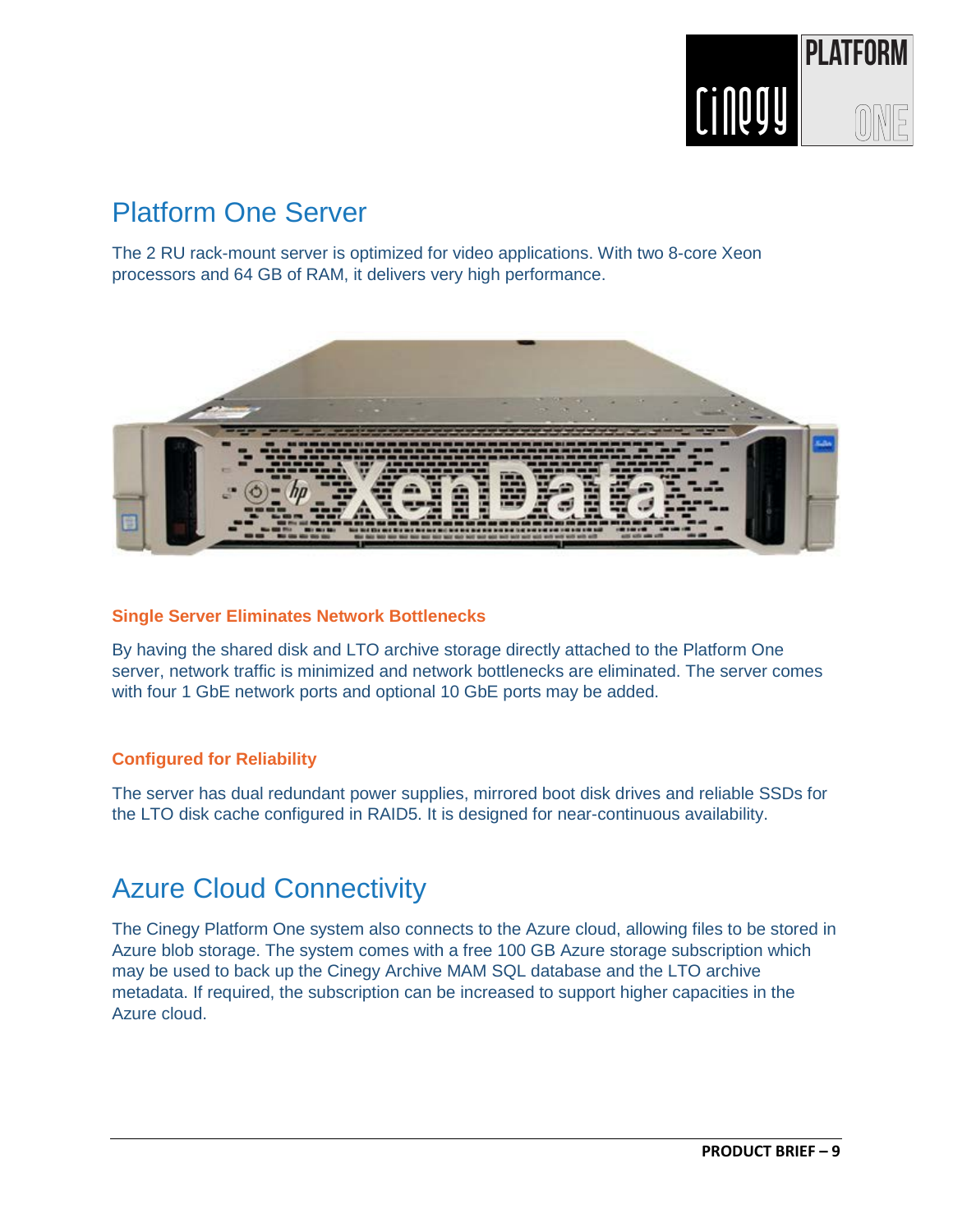## Platform One Server

The 2 RU rack-mount server is optimized for video applications. With two 8-core Xeon processors and 64 GB of RAM, it delivers very high performance.

#### Single Server Eliminates Network Bottlenecks

By having the shared disk and LTO archive storage directly attached to the Platform One server, network traffic is minimized and network bottlenecks are eliminated. The server comes with four 1 GbE network ports and optional 10 GbE ports may be added.

#### Configured for Reliability

The server has dual redundant power supplies, mirrored boot disk drives and reliable SSDs for the LTO disk cache configured in RAID5. It is designed for near-continuous availability.

## Azure Cloud Connectivity

The Cinegy Platform One system also connects to the Azure cloud, allowing files to be stored in Azure blob storage. The system comes with a free 100 GB Azure storage subscription which may be used to back up the Cinegy Archive MAM SQL database and the LTO archive metadata. If required, the subscription can be increased to support higher capacities in the Azure cloud.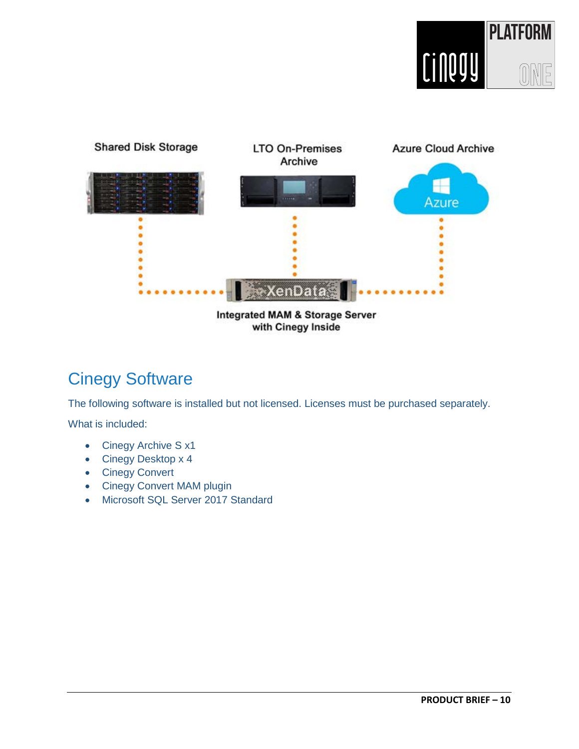Shared Disk Storage

LTO On-Premises Archive

Azure Cloud Archive

Integrated MAM & Storage Server with Cinegy Inside

## Cinegy Software

The following software is installed but not licensed. Licenses must be purchased separately.

What is included:

- Cinegy Archive S x1
- Cinegy Desktop x 4
- Cinegy Convert
- Cinegy Convert MAM plugin
- Microsoft SQL Server 2017 Standard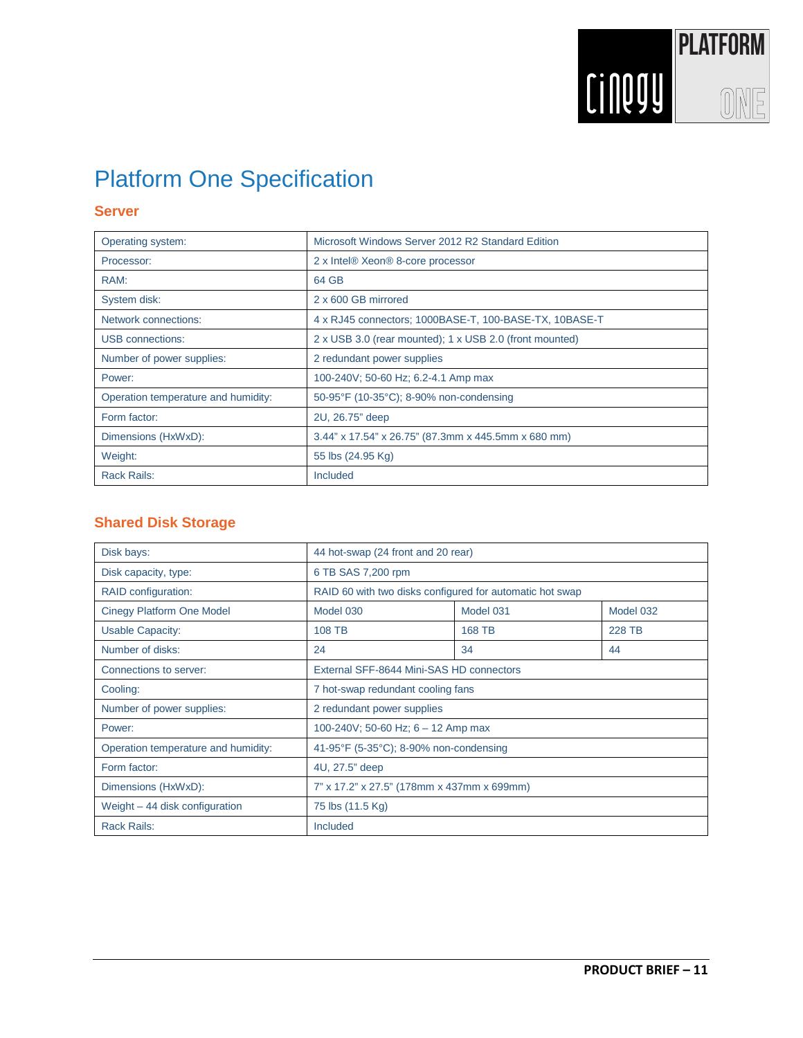# Platform One Specification

## Server

| | |
|---|---|
| Operating system: | Microsoft Windows Server 2012 R2 Standard Edition |
| Processor: | 2 x Intel® Xeon® 8-core processor |
| RAM: | 64 GB |
| System disk: | 2 x 600 GB mirrored |
| Network connections: | 4 x RJ45 connectors; 1000BASE-T, 100-BASE-TX, 10BASE-T |
| USB connections: | 2 x USB 3.0 (rear mounted); 1 x USB 2.0 (front mounted) |
| Number of power supplies: | 2 redundant power supplies |
| Power: | 100-240V; 50-60 Hz; 6.2-4.1 Amp max |
| Operation temperature and humidity: | 50-95°F (10-35°C); 8-90% non-condensing |
| Form factor: | 2U, 26.75" deep |
| Dimensions (HxWxD): | 3.44" x 17.54" x 26.75" (87.3mm x 445.5mm x 680 mm) |
| Weight: | 55 lbs (24.95 Kg) |
| Rack Rails: | Included |

## Shared Disk Storage

| | | | |
|---|---|---|---|
| Disk bays: | 44 hot-swap (24 front and 20 rear) | | |
| Disk capacity, type: | 6 TB SAS 7,200 rpm | | |
| RAID configuration: | RAID 60 with two disks configured for automatic hot swap | | |
| Cinegy Platform One Model | Model 030 | Model 031 | Model 032 |
| Usable Capacity: | 108 TB | 168 TB | 228 TB |
| Number of disks: | 24 | 34 | 44 |
| Connections to server: | External SFF-8644 Mini-SAS HD connectors | | |
| Cooling: | 7 hot-swap redundant cooling fans | | |
| Number of power supplies: | 2 redundant power supplies | | |
| Power: | 100-240V; 50-60 Hz; 6 – 12 Amp max | | |
| Operation temperature and humidity: | 41-95°F (5-35°C); 8-90% non-condensing | | |
| Form factor: | 4U, 27.5" deep | | |
| Dimensions (HxWxD): | 7" x 17.2" x 27.5" (178mm x 437mm x 699mm) | | |
| Weight – 44 disk configuration | 75 lbs (11.5 Kg) | | |
| Rack Rails: | Included | | |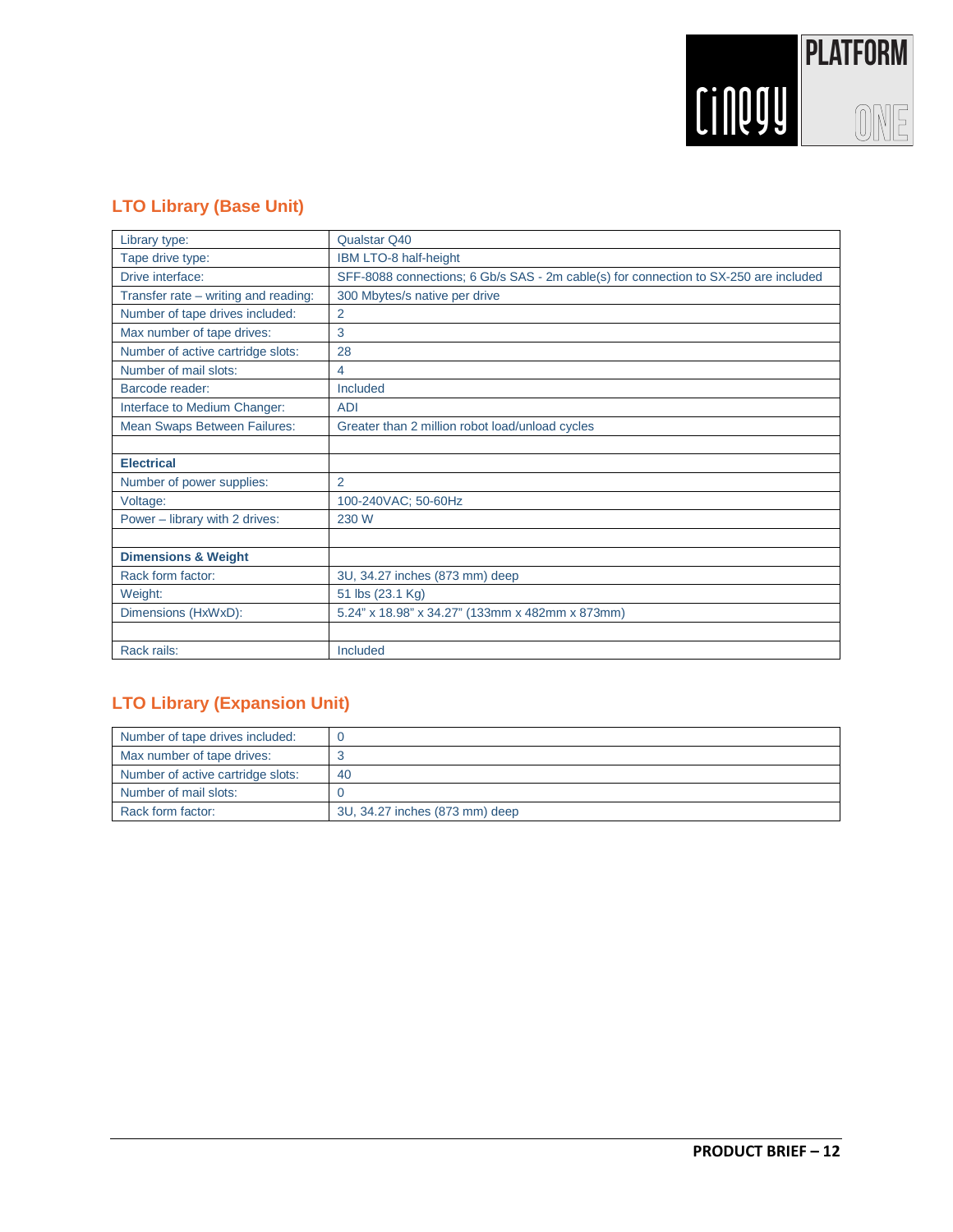## LTO Library (Base Unit)

| Library type: | Qualstar Q40 |
|---|---|
| Tape drive type: | IBM LTO-8 half-height |
| Drive interface: | SFF-8088 connections; 6 Gb/s SAS - 2m cable(s) for connection to SX-250 are included |
| Transfer rate – writing and reading: | 300 Mbytes/s native per drive |
| Number of tape drives included: | 2 |
| Max number of tape drives: | 3 |
| Number of active cartridge slots: | 28 |
| Number of mail slots: | 4 |
| Barcode reader: | Included |
| Interface to Medium Changer: | ADI |
| Mean Swaps Between Failures: | Greater than 2 million robot load/unload cycles |
| | |
| **Electrical** | |
| Number of power supplies: | 2 |
| Voltage: | 100-240VAC; 50-60Hz |
| Power – library with 2 drives: | 230 W |
| | |
| **Dimensions & Weight** | |
| Rack form factor: | 3U, 34.27 inches (873 mm) deep |
| Weight: | 51 lbs (23.1 Kg) |
| Dimensions (HxWxD): | 5.24" x 18.98" x 34.27" (133mm x 482mm x 873mm) |
| | |
| Rack rails: | Included |

## LTO Library (Expansion Unit)

| Number of tape drives included: | 0 |
|---|---|
| Max number of tape drives: | 3 |
| Number of active cartridge slots: | 40 |
| Number of mail slots: | 0 |
| Rack form factor: | 3U, 34.27 inches (873 mm) deep |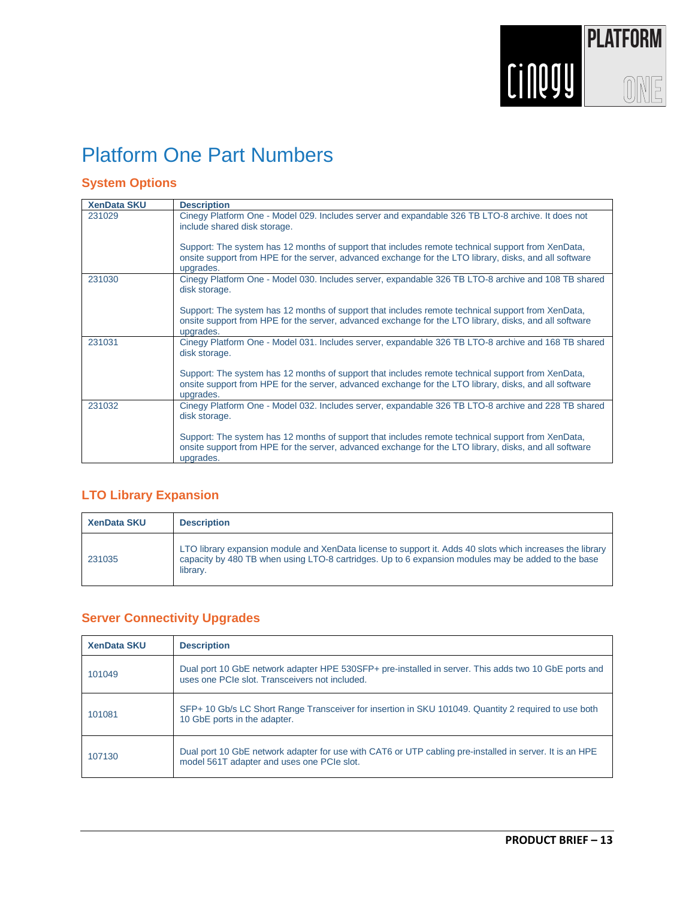# Platform One Part Numbers

## System Options

| XenData SKU | Description |
|---|---|
| 231029 | Cinegy Platform One - Model 029. Includes server and expandable 326 TB LTO-8 archive. It does not include shared disk storage.<br><br>Support: The system has 12 months of support that includes remote technical support from XenData, onsite support from HPE for the server, advanced exchange for the LTO library, disks, and all software upgrades. |
| 231030 | Cinegy Platform One - Model 030. Includes server, expandable 326 TB LTO-8 archive and 108 TB shared disk storage.<br><br>Support: The system has 12 months of support that includes remote technical support from XenData, onsite support from HPE for the server, advanced exchange for the LTO library, disks, and all software upgrades. |
| 231031 | Cinegy Platform One - Model 031. Includes server, expandable 326 TB LTO-8 archive and 168 TB shared disk storage.<br><br>Support: The system has 12 months of support that includes remote technical support from XenData, onsite support from HPE for the server, advanced exchange for the LTO library, disks, and all software upgrades. |
| 231032 | Cinegy Platform One - Model 032. Includes server, expandable 326 TB LTO-8 archive and 228 TB shared disk storage.<br><br>Support: The system has 12 months of support that includes remote technical support from XenData, onsite support from HPE for the server, advanced exchange for the LTO library, disks, and all software upgrades. |

## LTO Library Expansion

| XenData SKU | Description |
|---|---|
| 231035 | LTO library expansion module and XenData license to support it. Adds 40 slots which increases the library capacity by 480 TB when using LTO-8 cartridges. Up to 6 expansion modules may be added to the base library. |

## Server Connectivity Upgrades

| XenData SKU | Description |
|---|---|
| 101049 | Dual port 10 GbE network adapter HPE 530SFP+ pre-installed in server. This adds two 10 GbE ports and uses one PCIe slot. Transceivers not included. |
| 101081 | SFP+ 10 Gb/s LC Short Range Transceiver for insertion in SKU 101049. Quantity 2 required to use both 10 GbE ports in the adapter. |
| 107130 | Dual port 10 GbE network adapter for use with CAT6 or UTP cabling pre-installed in server. It is an HPE model 561T adapter and uses one PCIe slot. |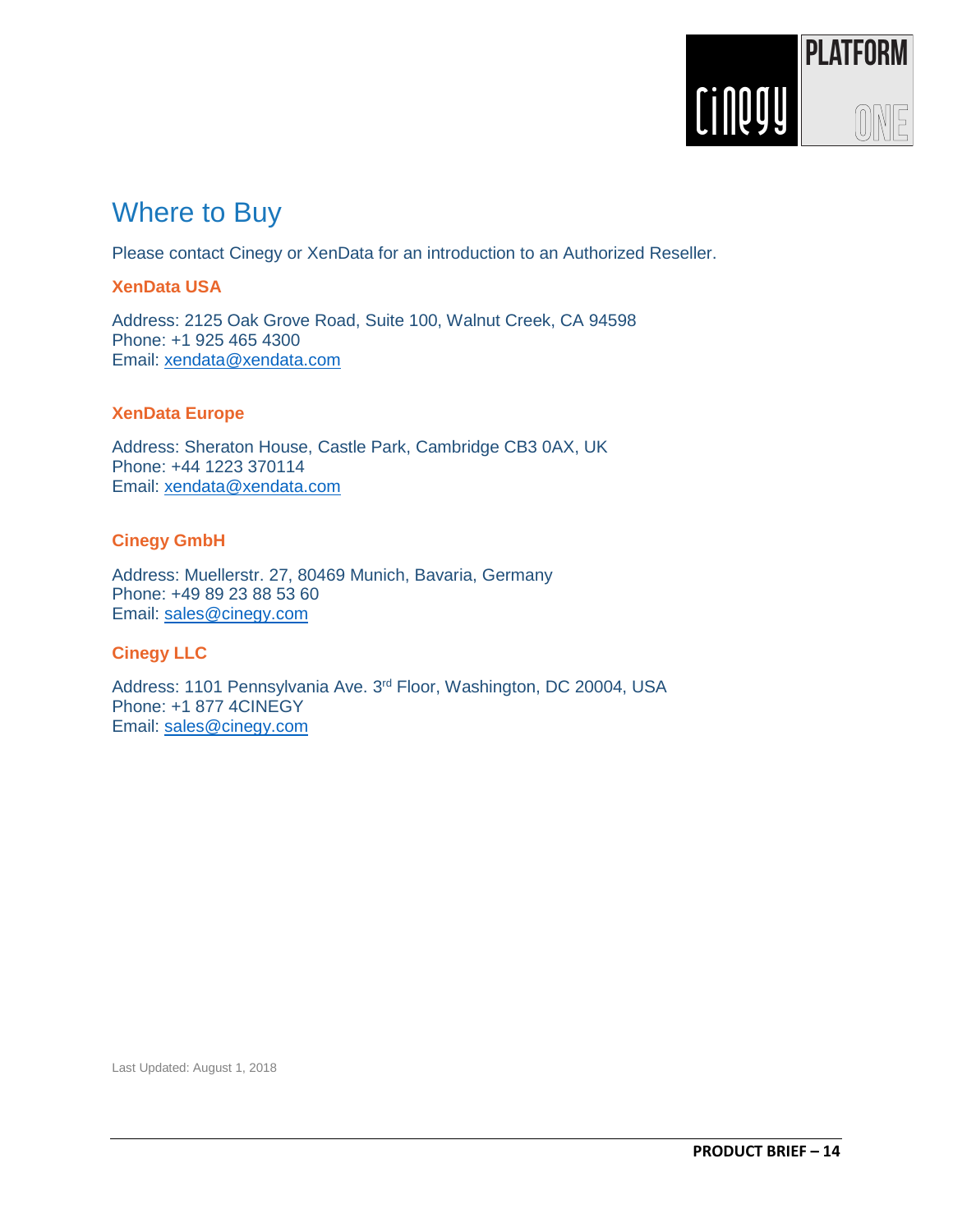## Where to Buy

Please contact Cinegy or XenData for an introduction to an Authorized Reseller.

**XenData USA**

Address: 2125 Oak Grove Road, Suite 100, Walnut Creek, CA 94598
Phone: +1 925 465 4300
Email: xendata@xendata.com

**XenData Europe**

Address: Sheraton House, Castle Park, Cambridge CB3 0AX, UK
Phone: +44 1223 370114
Email: xendata@xendata.com

**Cinegy GmbH**

Address: Muellerstr. 27, 80469 Munich, Bavaria, Germany
Phone: +49 89 23 88 53 60
Email: sales@cinegy.com

**Cinegy LLC**

Address: 1101 Pennsylvania Ave. 3rd Floor, Washington, DC 20004, USA
Phone: +1 877 4CINEGY
Email: sales@cinegy.com

Last Updated: August 1, 2018